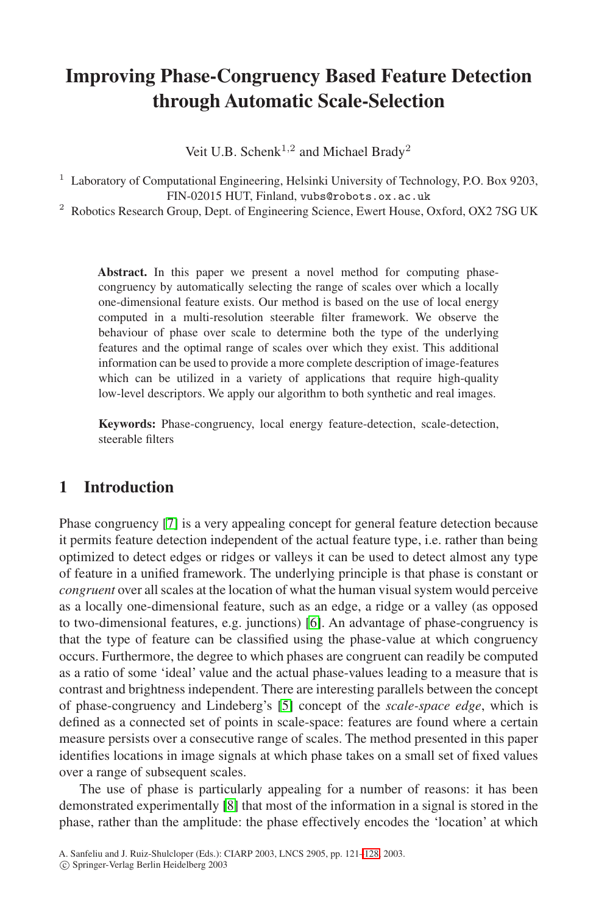# Improving Phase-Congruency Based Feature Detection through Automatic Scale-Selection

Veit U.B. Schenk[1,2] and Michael Brady[2]

[1] Laboratory of Computational Engineering, Helsinki University of Technology, P.O. Box 9203, FIN-02015 HUT, Finland, vubs@robots.ox.ac.uk

[2] Robotics Research Group, Dept. of Engineering Science, Ewert House, Oxford, OX2 7SG UK

**Abstract.** In this paper we present a novel method for computing phase-congruency by automatically selecting the range of scales over which a locally one-dimensional feature exists. Our method is based on the use of local energy computed in a multi-resolution steerable filter framework. We observe the behaviour of phase over scale to determine both the type of the underlying features and the optimal range of scales over which they exist. This additional information can be used to provide a more complete description of image-features which can be utilized in a variety of applications that require high-quality low-level descriptors. We apply our algorithm to both synthetic and real images.

**Keywords:** Phase-congruency, local energy feature-detection, scale-detection, steerable filters

## 1 Introduction

Phase congruency [7] is a very appealing concept for general feature detection because it permits feature detection independent of the actual feature type, i.e. rather than being optimized to detect edges or ridges or valleys it can be used to detect almost any type of feature in a unified framework. The underlying principle is that phase is constant or *congruent* over all scales at the location of what the human visual system would perceive as a locally one-dimensional feature, such as an edge, a ridge or a valley (as opposed to two-dimensional features, e.g. junctions) [6]. An advantage of phase-congruency is that the type of feature can be classified using the phase-value at which congruency occurs. Furthermore, the degree to which phases are congruent can readily be computed as a ratio of some 'ideal' value and the actual phase-values leading to a measure that is contrast and brightness independent. There are interesting parallels between the concept of phase-congruency and Lindeberg's [5] concept of the *scale-space edge*, which is defined as a connected set of points in scale-space: features are found where a certain measure persists over a consecutive range of scales. The method presented in this paper identifies locations in image signals at which phase takes on a small set of fixed values over a range of subsequent scales.

The use of phase is particularly appealing for a number of reasons: it has been demonstrated experimentally [8] that most of the information in a signal is stored in the phase, rather than the amplitude: the phase effectively encodes the 'location' at which

A. Sanfeliu and J. Ruiz-Shulcloper (Eds.): CIARP 2003, LNCS 2905, pp. 121–128, 2003.
© Springer-Verlag Berlin Heidelberg 2003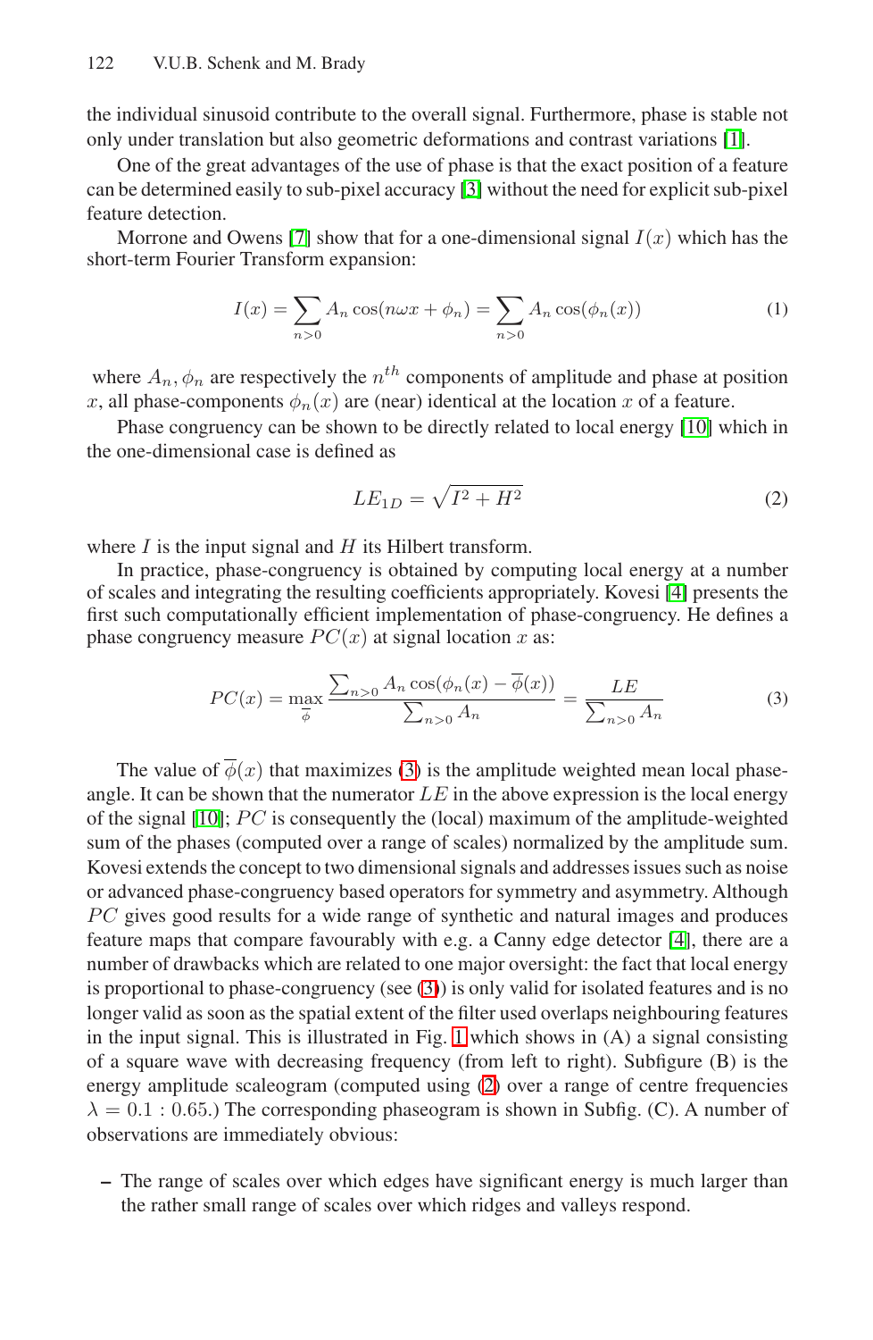the individual sinusoid contribute to the overall signal. Furthermore, phase is stable not only under translation but also geometric deformations and contrast variations [1].

One of the great advantages of the use of phase is that the exact position of a feature can be determined easily to sub-pixel accuracy [3] without the need for explicit sub-pixel feature detection.

Morrone and Owens [7] show that for a one-dimensional signal $I(x)$ which has the short-term Fourier Transform expansion:

$$I(x) = \sum_{n>0} A_n \cos(n\omega x + \phi_n) = \sum_{n>0} A_n \cos(\phi_n(x)) \tag{1}$$

where $A_n, \phi_n$ are respectively the $n^{th}$ components of amplitude and phase at position $x$, all phase-components $\phi_n(x)$ are (near) identical at the location $x$ of a feature.

Phase congruency can be shown to be directly related to local energy [10] which in the one-dimensional case is defined as

$$LE_{1D} = \sqrt{I^2 + H^2} \tag{2}$$

where $I$ is the input signal and $H$ its Hilbert transform.

In practice, phase-congruency is obtained by computing local energy at a number of scales and integrating the resulting coefficients appropriately. Kovesi [4] presents the first such computationally efficient implementation of phase-congruency. He defines a phase congruency measure $PC(x)$ at signal location $x$ as:

$$PC(x) = \max_{\overline{\phi}} \frac{\sum_{n>0} A_n \cos(\phi_n(x) - \overline{\phi}(x))}{\sum_{n>0} A_n} = \frac{LE}{\sum_{n>0} A_n} \tag{3}$$

The value of $\overline{\phi}(x)$ that maximizes (3) is the amplitude weighted mean local phase-angle. It can be shown that the numerator $LE$ in the above expression is the local energy of the signal [10]; $PC$ is consequently the (local) maximum of the amplitude-weighted sum of the phases (computed over a range of scales) normalized by the amplitude sum. Kovesi extends the concept to two dimensional signals and addresses issues such as noise or advanced phase-congruency based operators for symmetry and asymmetry. Although $PC$ gives good results for a wide range of synthetic and natural images and produces feature maps that compare favourably with e.g. a Canny edge detector [4], there are a number of drawbacks which are related to one major oversight: the fact that local energy is proportional to phase-congruency (see (3)) is only valid for isolated features and is no longer valid as soon as the spatial extent of the filter used overlaps neighbouring features in the input signal. This is illustrated in Fig. 1 which shows in (A) a signal consisting of a square wave with decreasing frequency (from left to right). Subfigure (B) is the energy amplitude scaleogram (computed using (2) over a range of centre frequencies $\lambda = 0.1 : 0.65$.) The corresponding phaseogram is shown in Subfig. (C). A number of observations are immediately obvious:

– The range of scales over which edges have significant energy is much larger than the rather small range of scales over which ridges and valleys respond.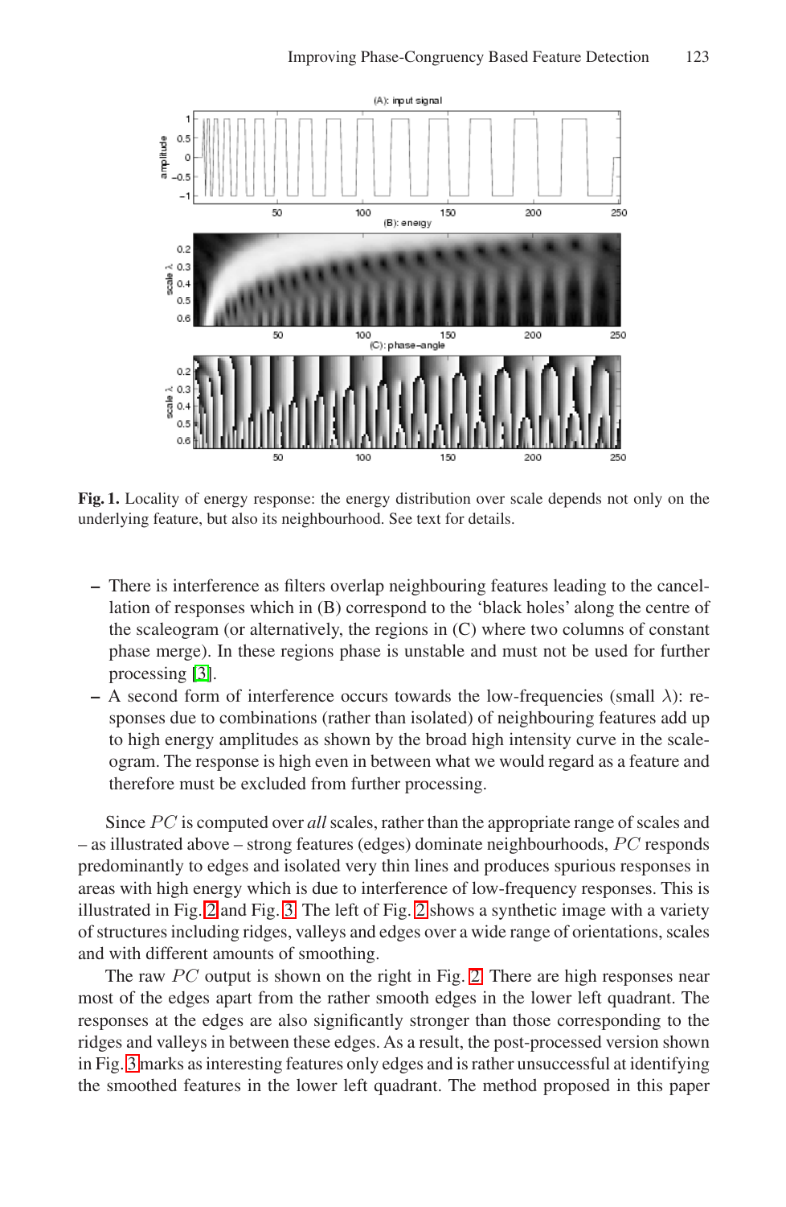(A): input signal

amplitude

1
0.5
0
−0.5
−1

50 100 150 200 250

(B): energy

scale λ

0.2
0.3
0.4
0.5
0.6

50 100 150 200 250

(C): phase−angle

scale λ

0.2
0.3
0.4
0.5
0.6

50 100 150 200 250

**Fig. 1.** Locality of energy response: the energy distribution over scale depends not only on the underlying feature, but also its neighbourhood. See text for details.

– There is interference as filters overlap neighbouring features leading to the cancellation of responses which in (B) correspond to the 'black holes' along the centre of the scaleogram (or alternatively, the regions in (C) where two columns of constant phase merge). In these regions phase is unstable and must not be used for further processing [3].
– A second form of interference occurs towards the low-frequencies (small $\lambda$): responses due to combinations (rather than isolated) of neighbouring features add up to high energy amplitudes as shown by the broad high intensity curve in the scaleogram. The response is high even in between what we would regard as a feature and therefore must be excluded from further processing.

Since $PC$ is computed over *all* scales, rather than the appropriate range of scales and – as illustrated above – strong features (edges) dominate neighbourhoods, $PC$ responds predominantly to edges and isolated very thin lines and produces spurious responses in areas with high energy which is due to interference of low-frequency responses. This is illustrated in Fig. 2 and Fig. 3. The left of Fig. 2 shows a synthetic image with a variety of structures including ridges, valleys and edges over a wide range of orientations, scales and with different amounts of smoothing.

The raw $PC$ output is shown on the right in Fig. 2. There are high responses near most of the edges apart from the rather smooth edges in the lower left quadrant. The responses at the edges are also significantly stronger than those corresponding to the ridges and valleys in between these edges. As a result, the post-processed version shown in Fig. 3 marks as interesting features only edges and is rather unsuccessful at identifying the smoothed features in the lower left quadrant. The method proposed in this paper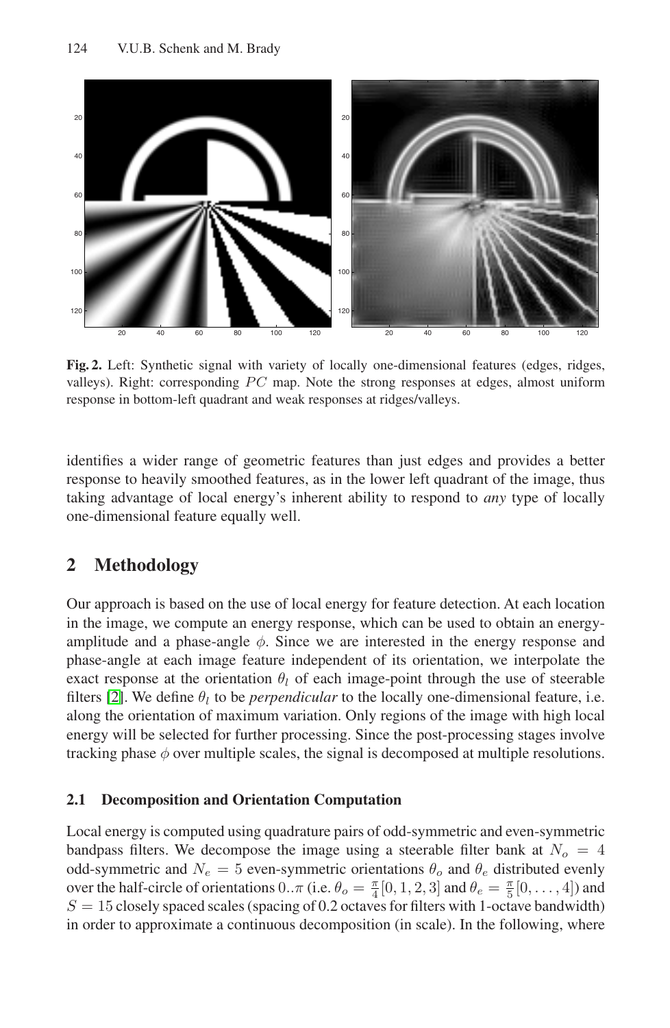20
40
60
80
100
120
20 40 60 80 100 120

20
40
60
80
100
120
20 40 60 80 100 120

**Fig. 2.** Left: Synthetic signal with variety of locally one-dimensional features (edges, ridges, valleys). Right: corresponding $PC$ map. Note the strong responses at edges, almost uniform response in bottom-left quadrant and weak responses at ridges/valleys.

identifies a wider range of geometric features than just edges and provides a better response to heavily smoothed features, as in the lower left quadrant of the image, thus taking advantage of local energy's inherent ability to respond to *any* type of locally one-dimensional feature equally well.

## 2 Methodology

Our approach is based on the use of local energy for feature detection. At each location in the image, we compute an energy response, which can be used to obtain an energy-amplitude and a phase-angle $\phi$. Since we are interested in the energy response and phase-angle at each image feature independent of its orientation, we interpolate the exact response at the orientation $\theta_l$ of each image-point through the use of steerable filters [2]. We define $\theta_l$ to be *perpendicular* to the locally one-dimensional feature, i.e. along the orientation of maximum variation. Only regions of the image with high local energy will be selected for further processing. Since the post-processing stages involve tracking phase $\phi$ over multiple scales, the signal is decomposed at multiple resolutions.

### 2.1 Decomposition and Orientation Computation

Local energy is computed using quadrature pairs of odd-symmetric and even-symmetric bandpass filters. We decompose the image using a steerable filter bank at $N_o = 4$ odd-symmetric and $N_e = 5$ even-symmetric orientations $\theta_o$ and $\theta_e$ distributed evenly over the half-circle of orientations $0..\pi$ (i.e. $\theta_o = \frac{\pi}{4}[0, 1, 2, 3]$ and $\theta_e = \frac{\pi}{5}[0, \ldots, 4]$) and $S = 15$ closely spaced scales (spacing of 0.2 octaves for filters with 1-octave bandwidth) in order to approximate a continuous decomposition (in scale). In the following, where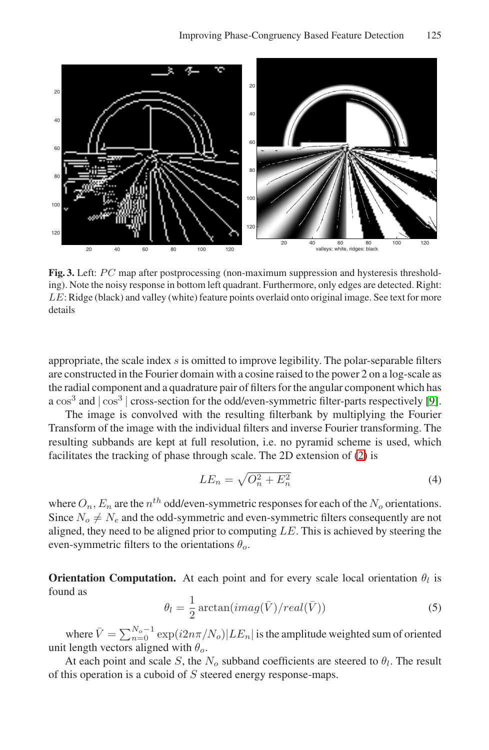20
40
60
80
100
120
20 40 60 80 100 120

20
40
60
80
100
120
20 40 60 80 100 120
valleys: white, ridges: black

**Fig. 3.** Left: $PC$ map after postprocessing (non-maximum suppression and hysteresis thresholding). Note the noisy response in bottom left quadrant. Furthermore, only edges are detected. Right: $LE$: Ridge (black) and valley (white) feature points overlaid onto original image. See text for more details

appropriate, the scale index $s$ is omitted to improve legibility. The polar-separable filters are constructed in the Fourier domain with a cosine raised to the power 2 on a log-scale as the radial component and a quadrature pair of filters for the angular component which has a $\cos^3$ and $|\cos^3|$ cross-section for the odd/even-symmetric filter-parts respectively [9].

The image is convolved with the resulting filterbank by multiplying the Fourier Transform of the image with the individual filters and inverse Fourier transforming. The resulting subbands are kept at full resolution, i.e. no pyramid scheme is used, which facilitates the tracking of phase through scale. The 2D extension of (2) is

$$LE_n = \sqrt{O_n^2 + E_n^2} \tag{4}$$

where $O_n, E_n$ are the $n^{th}$ odd/even-symmetric responses for each of the $N_o$ orientations. Since $N_o \neq N_e$ and the odd-symmetric and even-symmetric filters consequently are not aligned, they need to be aligned prior to computing $LE$. This is achieved by steering the even-symmetric filters to the orientations $\theta_o$.

**Orientation Computation.** At each point and for every scale local orientation $\theta_l$ is found as

$$\theta_l = \frac{1}{2} \arctan(imag(\bar{V})/real(\bar{V})) \tag{5}$$

where $\bar{V} = \sum_{n=0}^{N_o-1} \exp(i2n\pi/N_o)|LE_n|$ is the amplitude weighted sum of oriented unit length vectors aligned with $\theta_o$.

At each point and scale $S$, the $N_o$ subband coefficients are steered to $\theta_l$. The result of this operation is a cuboid of $S$ steered energy response-maps.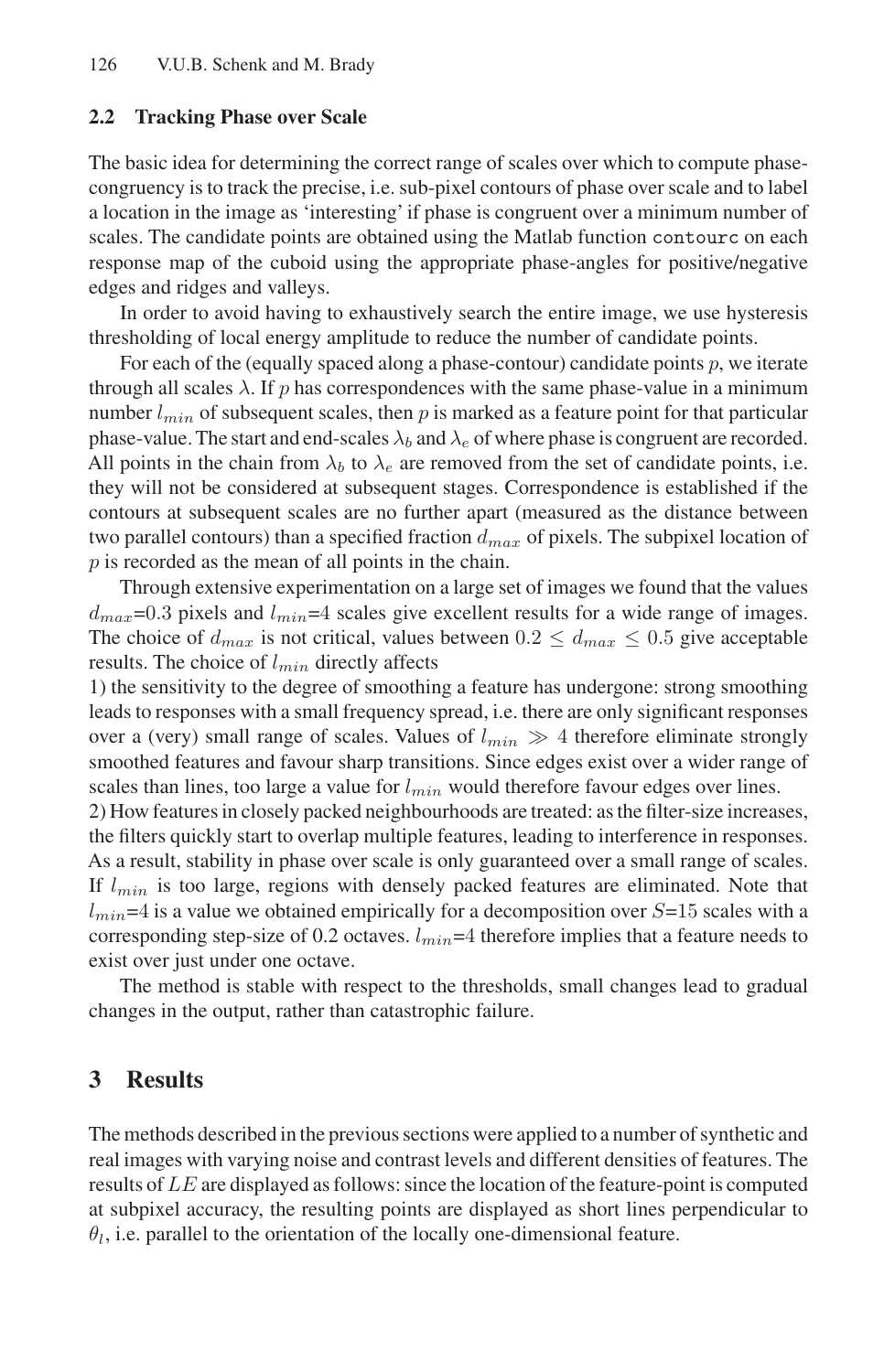### 2.2 Tracking Phase over Scale

The basic idea for determining the correct range of scales over which to compute phase-congruency is to track the precise, i.e. sub-pixel contours of phase over scale and to label a location in the image as 'interesting' if phase is congruent over a minimum number of scales. The candidate points are obtained using the Matlab function `contourc` on each response map of the cuboid using the appropriate phase-angles for positive/negative edges and ridges and valleys.

In order to avoid having to exhaustively search the entire image, we use hysteresis thresholding of local energy amplitude to reduce the number of candidate points.

For each of the (equally spaced along a phase-contour) candidate points $p$, we iterate through all scales $\lambda$. If $p$ has correspondences with the same phase-value in a minimum number $l_{min}$ of subsequent scales, then $p$ is marked as a feature point for that particular phase-value. The start and end-scales $\lambda_b$ and $\lambda_e$ of where phase is congruent are recorded. All points in the chain from $\lambda_b$ to $\lambda_e$ are removed from the set of candidate points, i.e. they will not be considered at subsequent stages. Correspondence is established if the contours at subsequent scales are no further apart (measured as the distance between two parallel contours) than a specified fraction $d_{max}$ of pixels. The subpixel location of $p$ is recorded as the mean of all points in the chain.

Through extensive experimentation on a large set of images we found that the values $d_{max}$=0.3 pixels and $l_{min}$=4 scales give excellent results for a wide range of images. The choice of $d_{max}$ is not critical, values between $0.2 \leq d_{max} \leq 0.5$ give acceptable results. The choice of $l_{min}$ directly affects

1) the sensitivity to the degree of smoothing a feature has undergone: strong smoothing leads to responses with a small frequency spread, i.e. there are only significant responses over a (very) small range of scales. Values of $l_{min} \gg 4$ therefore eliminate strongly smoothed features and favour sharp transitions. Since edges exist over a wider range of scales than lines, too large a value for $l_{min}$ would therefore favour edges over lines.

2) How features in closely packed neighbourhoods are treated: as the filter-size increases, the filters quickly start to overlap multiple features, leading to interference in responses. As a result, stability in phase over scale is only guaranteed over a small range of scales. If $l_{min}$ is too large, regions with densely packed features are eliminated. Note that $l_{min}$=4 is a value we obtained empirically for a decomposition over $S$=15 scales with a corresponding step-size of 0.2 octaves. $l_{min}$=4 therefore implies that a feature needs to exist over just under one octave.

The method is stable with respect to the thresholds, small changes lead to gradual changes in the output, rather than catastrophic failure.

## 3 Results

The methods described in the previous sections were applied to a number of synthetic and real images with varying noise and contrast levels and different densities of features. The results of $LE$ are displayed as follows: since the location of the feature-point is computed at subpixel accuracy, the resulting points are displayed as short lines perpendicular to $\theta_l$, i.e. parallel to the orientation of the locally one-dimensional feature.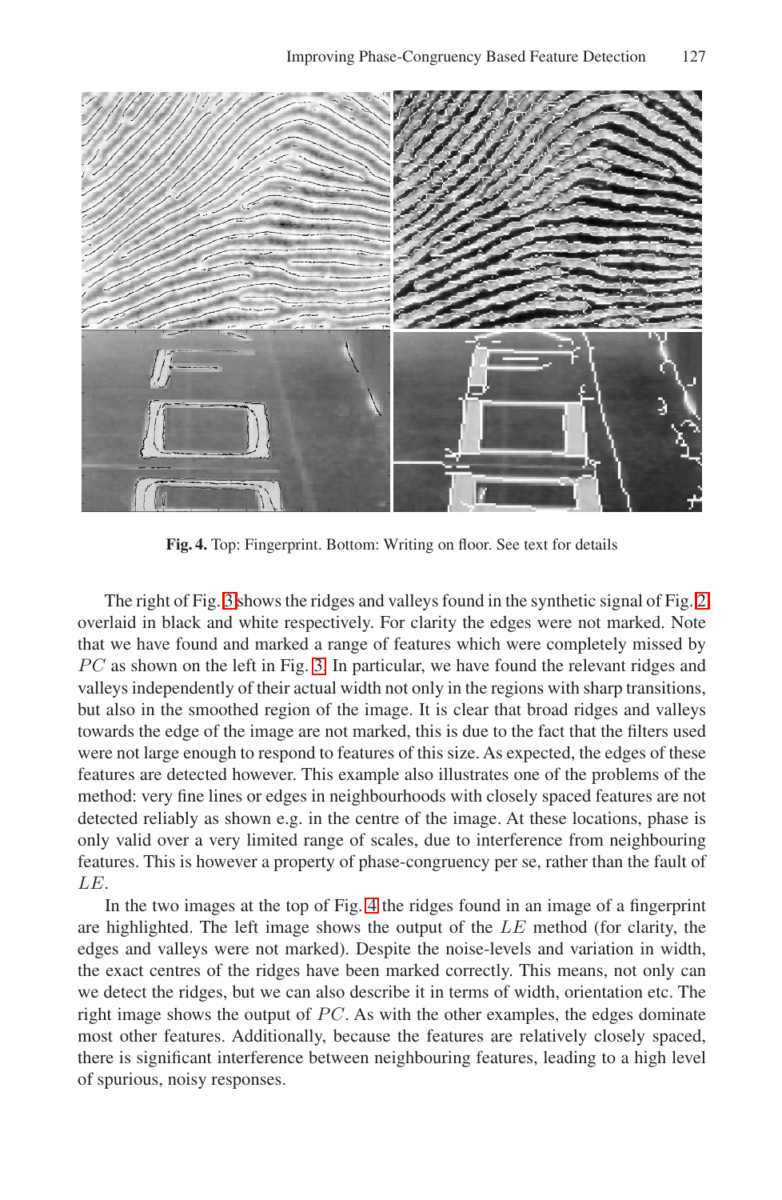**Fig. 4.** Top: Fingerprint. Bottom: Writing on floor. See text for details

The right of Fig. 3 shows the ridges and valleys found in the synthetic signal of Fig. 2 overlaid in black and white respectively. For clarity the edges were not marked. Note that we have found and marked a range of features which were completely missed by $PC$ as shown on the left in Fig. 3. In particular, we have found the relevant ridges and valleys independently of their actual width not only in the regions with sharp transitions, but also in the smoothed region of the image. It is clear that broad ridges and valleys towards the edge of the image are not marked, this is due to the fact that the filters used were not large enough to respond to features of this size. As expected, the edges of these features are detected however. This example also illustrates one of the problems of the method: very fine lines or edges in neighbourhoods with closely spaced features are not detected reliably as shown e.g. in the centre of the image. At these locations, phase is only valid over a very limited range of scales, due to interference from neighbouring features. This is however a property of phase-congruency per se, rather than the fault of $LE$.

In the two images at the top of Fig. 4 the ridges found in an image of a fingerprint are highlighted. The left image shows the output of the $LE$ method (for clarity, the edges and valleys were not marked). Despite the noise-levels and variation in width, the exact centres of the ridges have been marked correctly. This means, not only can we detect the ridges, but we can also describe it in terms of width, orientation etc. The right image shows the output of $PC$. As with the other examples, the edges dominate most other features. Additionally, because the features are relatively closely spaced, there is significant interference between neighbouring features, leading to a high level of spurious, noisy responses.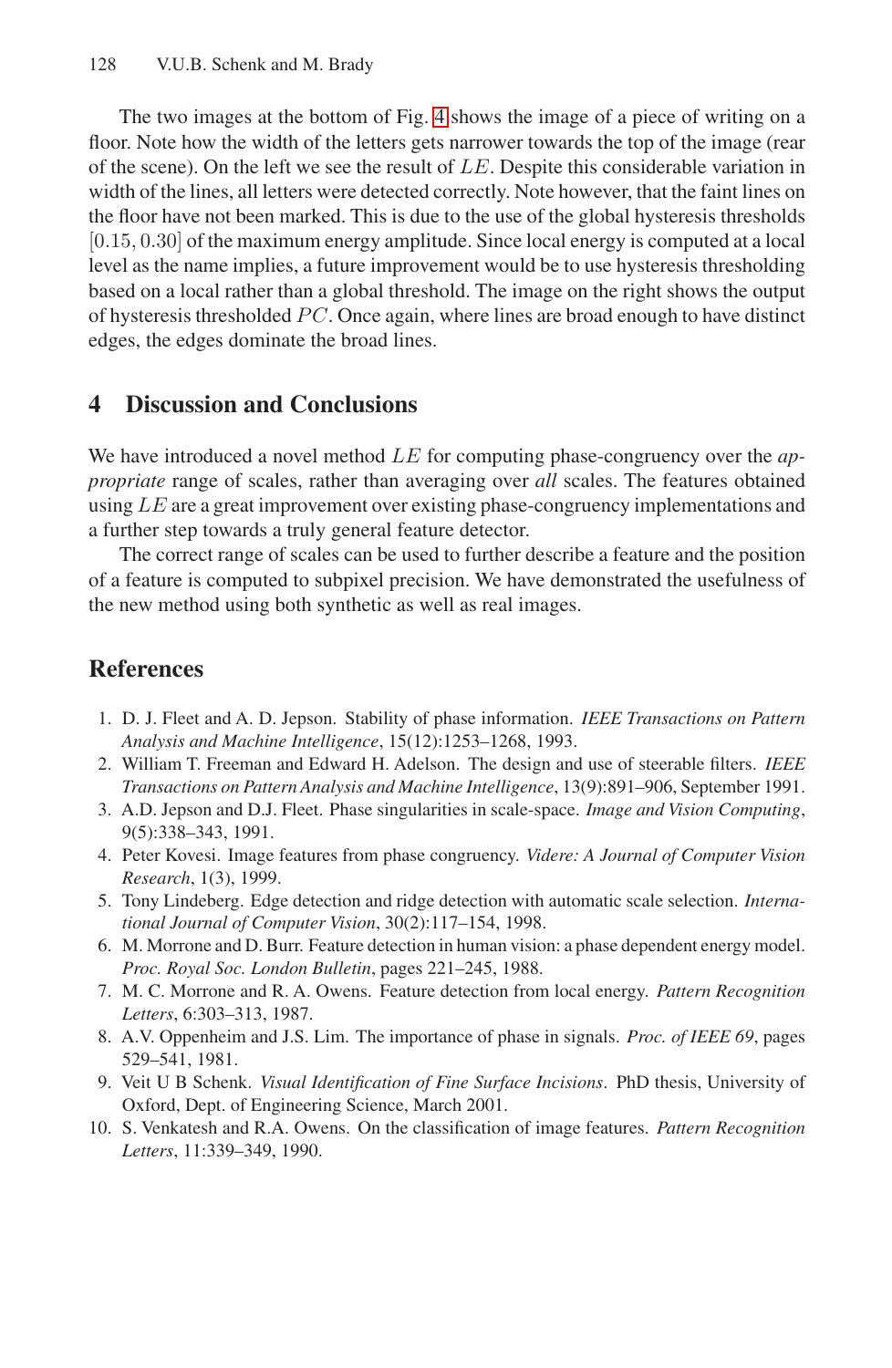The two images at the bottom of Fig. 4 shows the image of a piece of writing on a floor. Note how the width of the letters gets narrower towards the top of the image (rear of the scene). On the left we see the result of $LE$. Despite this considerable variation in width of the lines, all letters were detected correctly. Note however, that the faint lines on the floor have not been marked. This is due to the use of the global hysteresis thresholds $[0.15, 0.30]$ of the maximum energy amplitude. Since local energy is computed at a local level as the name implies, a future improvement would be to use hysteresis thresholding based on a local rather than a global threshold. The image on the right shows the output of hysteresis thresholded $PC$. Once again, where lines are broad enough to have distinct edges, the edges dominate the broad lines.

## 4 Discussion and Conclusions

We have introduced a novel method $LE$ for computing phase-congruency over the *appropriate* range of scales, rather than averaging over *all* scales. The features obtained using $LE$ are a great improvement over existing phase-congruency implementations and a further step towards a truly general feature detector.

The correct range of scales can be used to further describe a feature and the position of a feature is computed to subpixel precision. We have demonstrated the usefulness of the new method using both synthetic as well as real images.

## References

1. D. J. Fleet and A. D. Jepson. Stability of phase information. *IEEE Transactions on Pattern Analysis and Machine Intelligence*, 15(12):1253–1268, 1993.
2. William T. Freeman and Edward H. Adelson. The design and use of steerable filters. *IEEE Transactions on Pattern Analysis and Machine Intelligence*, 13(9):891–906, September 1991.
3. A.D. Jepson and D.J. Fleet. Phase singularities in scale-space. *Image and Vision Computing*, 9(5):338–343, 1991.
4. Peter Kovesi. Image features from phase congruency. *Videre: A Journal of Computer Vision Research*, 1(3), 1999.
5. Tony Lindeberg. Edge detection and ridge detection with automatic scale selection. *International Journal of Computer Vision*, 30(2):117–154, 1998.
6. M. Morrone and D. Burr. Feature detection in human vision: a phase dependent energy model. *Proc. Royal Soc. London Bulletin*, pages 221–245, 1988.
7. M. C. Morrone and R. A. Owens. Feature detection from local energy. *Pattern Recognition Letters*, 6:303–313, 1987.
8. A.V. Oppenheim and J.S. Lim. The importance of phase in signals. *Proc. of IEEE 69*, pages 529–541, 1981.
9. Veit U B Schenk. *Visual Identification of Fine Surface Incisions*. PhD thesis, University of Oxford, Dept. of Engineering Science, March 2001.
10. S. Venkatesh and R.A. Owens. On the classification of image features. *Pattern Recognition Letters*, 11:339–349, 1990.